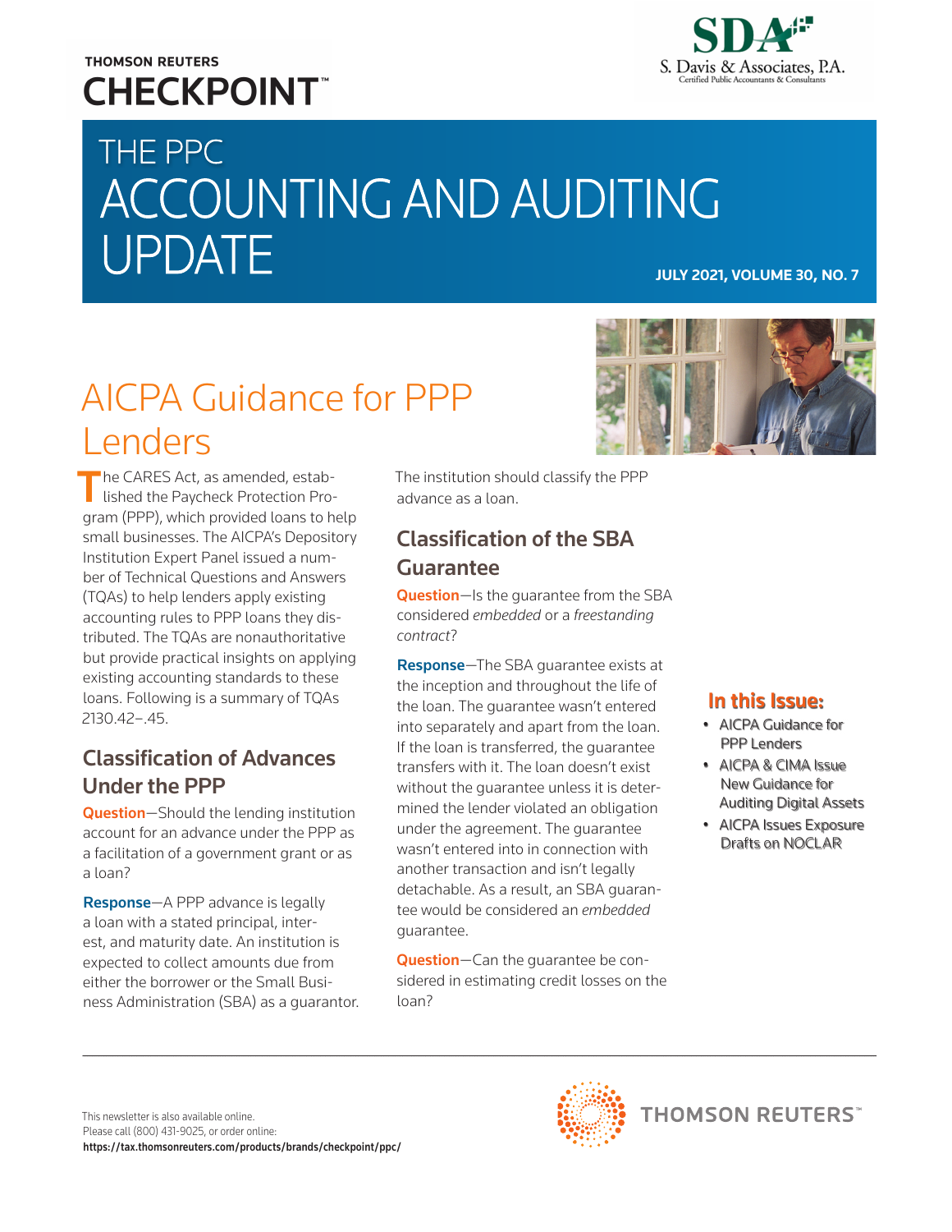THOMSON REUTERS
CHECKPOINT™

SDA
S. Davis & Associates, P.A.
Certified Public Accountants & Consultants

# THE PPC ACCOUNTING AND AUDITING UPDATE

**JULY 2021, VOLUME 30, NO. 7**

## AICPA Guidance for PPP Lenders

The CARES Act, as amended, established the Paycheck Protection Program (PPP), which provided loans to help small businesses. The AICPA's Depository Institution Expert Panel issued a number of Technical Questions and Answers (TQAs) to help lenders apply existing accounting rules to PPP loans they distributed. The TQAs are nonauthoritative but provide practical insights on applying existing accounting standards to these loans. Following is a summary of TQAs 2130.42–.45.

### Classification of Advances Under the PPP

**Question**—Should the lending institution account for an advance under the PPP as a facilitation of a government grant or as a loan?

**Response**—A PPP advance is legally a loan with a stated principal, interest, and maturity date. An institution is expected to collect amounts due from either the borrower or the Small Business Administration (SBA) as a guarantor. The institution should classify the PPP advance as a loan.

### Classification of the SBA Guarantee

**Question**—Is the guarantee from the SBA considered *embedded* or a *freestanding contract*?

**Response**—The SBA guarantee exists at the inception and throughout the life of the loan. The guarantee wasn't entered into separately and apart from the loan. If the loan is transferred, the guarantee transfers with it. The loan doesn't exist without the guarantee unless it is determined the lender violated an obligation under the agreement. The guarantee wasn't entered into in connection with another transaction and isn't legally detachable. As a result, an SBA guarantee would be considered an *embedded* guarantee.

**Question**—Can the guarantee be considered in estimating credit losses on the loan?

**In this Issue:**

- AICPA Guidance for PPP Lenders
- AICPA & CIMA Issue New Guidance for Auditing Digital Assets
- AICPA Issues Exposure Drafts on NOCLAR

This newsletter is also available online.
Please call (800) 431-9025, or order online:
**https://tax.thomsonreuters.com/products/brands/checkpoint/ppc/**

THOMSON REUTERS™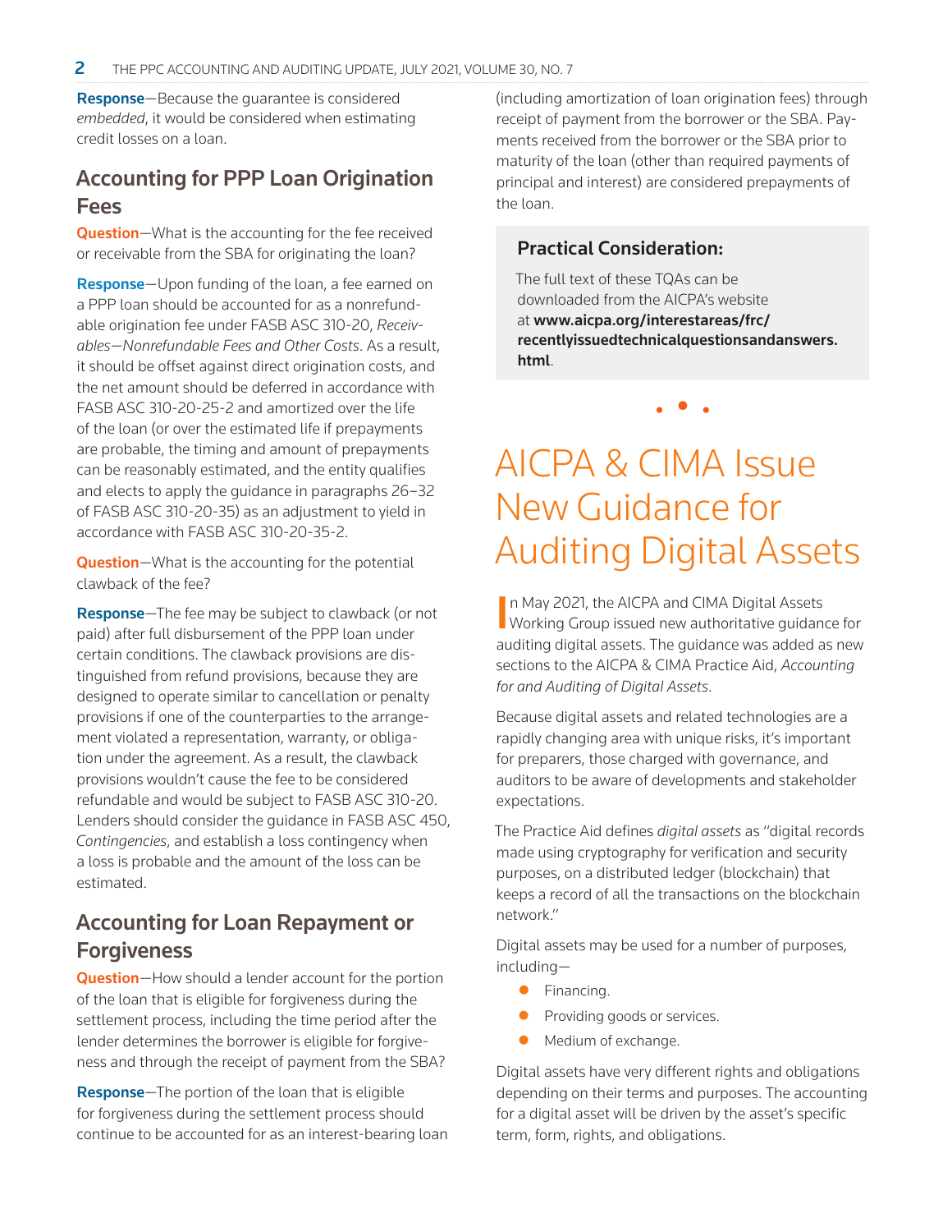**Response**—Because the guarantee is considered *embedded*, it would be considered when estimating credit losses on a loan.

## Accounting for PPP Loan Origination Fees

**Question**—What is the accounting for the fee received or receivable from the SBA for originating the loan?

**Response**—Upon funding of the loan, a fee earned on a PPP loan should be accounted for as a nonrefundable origination fee under FASB ASC 310-20, *Receivables—Nonrefundable Fees and Other Costs*. As a result, it should be offset against direct origination costs, and the net amount should be deferred in accordance with FASB ASC 310-20-25-2 and amortized over the life of the loan (or over the estimated life if prepayments are probable, the timing and amount of prepayments can be reasonably estimated, and the entity qualifies and elects to apply the guidance in paragraphs 26–32 of FASB ASC 310-20-35) as an adjustment to yield in accordance with FASB ASC 310-20-35-2.

**Question**—What is the accounting for the potential clawback of the fee?

**Response**—The fee may be subject to clawback (or not paid) after full disbursement of the PPP loan under certain conditions. The clawback provisions are distinguished from refund provisions, because they are designed to operate similar to cancellation or penalty provisions if one of the counterparties to the arrangement violated a representation, warranty, or obligation under the agreement. As a result, the clawback provisions wouldn't cause the fee to be considered refundable and would be subject to FASB ASC 310-20. Lenders should consider the guidance in FASB ASC 450, *Contingencies*, and establish a loss contingency when a loss is probable and the amount of the loss can be estimated.

## Accounting for Loan Repayment or Forgiveness

**Question**—How should a lender account for the portion of the loan that is eligible for forgiveness during the settlement process, including the time period after the lender determines the borrower is eligible for forgiveness and through the receipt of payment from the SBA?

**Response**—The portion of the loan that is eligible for forgiveness during the settlement process should continue to be accounted for as an interest-bearing loan (including amortization of loan origination fees) through receipt of payment from the borrower or the SBA. Payments received from the borrower or the SBA prior to maturity of the loan (other than required payments of principal and interest) are considered prepayments of the loan.

### Practical Consideration:

The full text of these TQAs can be downloaded from the AICPA's website at **www.aicpa.org/interestareas/frc/recentlyissuedtechnicalquestionsandanswers.html**.

• • •

# AICPA & CIMA Issue New Guidance for Auditing Digital Assets

In May 2021, the AICPA and CIMA Digital Assets Working Group issued new authoritative guidance for auditing digital assets. The guidance was added as new sections to the AICPA & CIMA Practice Aid, *Accounting for and Auditing of Digital Assets*.

Because digital assets and related technologies are a rapidly changing area with unique risks, it's important for preparers, those charged with governance, and auditors to be aware of developments and stakeholder expectations.

The Practice Aid defines *digital assets* as "digital records made using cryptography for verification and security purposes, on a distributed ledger (blockchain) that keeps a record of all the transactions on the blockchain network."

Digital assets may be used for a number of purposes, including—

- Financing.
- Providing goods or services.
- Medium of exchange.

Digital assets have very different rights and obligations depending on their terms and purposes. The accounting for a digital asset will be driven by the asset's specific term, form, rights, and obligations.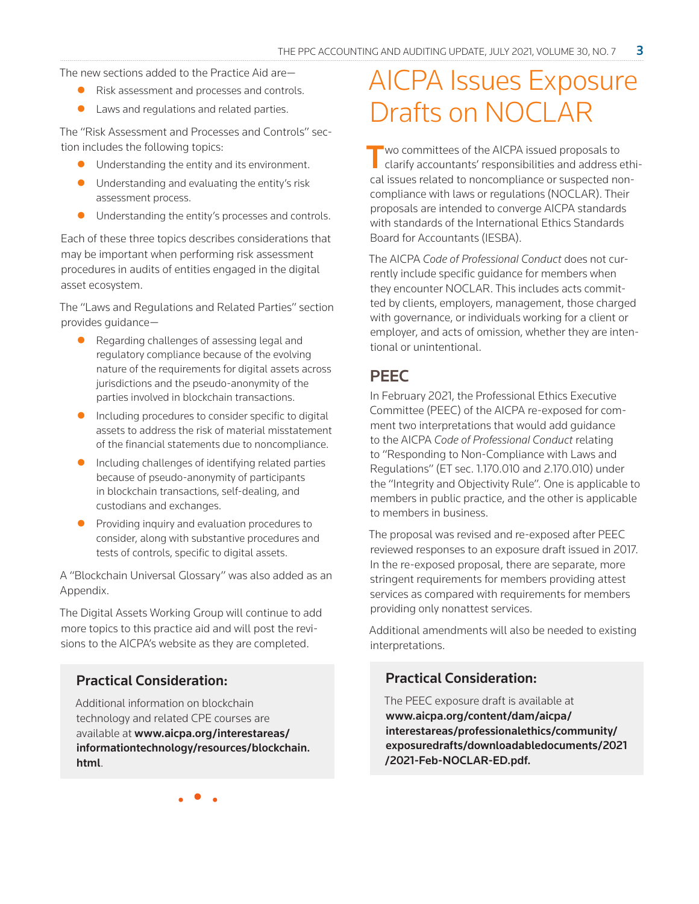The new sections added to the Practice Aid are—

- Risk assessment and processes and controls.
- Laws and regulations and related parties.

The "Risk Assessment and Processes and Controls" section includes the following topics:

- Understanding the entity and its environment.
- Understanding and evaluating the entity's risk assessment process.
- Understanding the entity's processes and controls.

Each of these three topics describes considerations that may be important when performing risk assessment procedures in audits of entities engaged in the digital asset ecosystem.

The "Laws and Regulations and Related Parties" section provides guidance—

- Regarding challenges of assessing legal and regulatory compliance because of the evolving nature of the requirements for digital assets across jurisdictions and the pseudo-anonymity of the parties involved in blockchain transactions.
- Including procedures to consider specific to digital assets to address the risk of material misstatement of the financial statements due to noncompliance.
- Including challenges of identifying related parties because of pseudo-anonymity of participants in blockchain transactions, self-dealing, and custodians and exchanges.
- Providing inquiry and evaluation procedures to consider, along with substantive procedures and tests of controls, specific to digital assets.

A "Blockchain Universal Glossary" was also added as an Appendix.

The Digital Assets Working Group will continue to add more topics to this practice aid and will post the revisions to the AICPA's website as they are completed.

### Practical Consideration:

Additional information on blockchain technology and related CPE courses are available at **www.aicpa.org/interestareas/informationtechnology/resources/blockchain.html**.

# AICPA Issues Exposure Drafts on NOCLAR

Two committees of the AICPA issued proposals to clarify accountants' responsibilities and address ethical issues related to noncompliance or suspected noncompliance with laws or regulations (NOCLAR). Their proposals are intended to converge AICPA standards with standards of the International Ethics Standards Board for Accountants (IESBA).

The AICPA *Code of Professional Conduct* does not currently include specific guidance for members when they encounter NOCLAR. This includes acts committed by clients, employers, management, those charged with governance, or individuals working for a client or employer, and acts of omission, whether they are intentional or unintentional.

## PEEC

In February 2021, the Professional Ethics Executive Committee (PEEC) of the AICPA re-exposed for comment two interpretations that would add guidance to the AICPA *Code of Professional Conduct* relating to "Responding to Non-Compliance with Laws and Regulations" (ET sec. 1.170.010 and 2.170.010) under the "Integrity and Objectivity Rule". One is applicable to members in public practice, and the other is applicable to members in business.

The proposal was revised and re-exposed after PEEC reviewed responses to an exposure draft issued in 2017. In the re-exposed proposal, there are separate, more stringent requirements for members providing attest services as compared with requirements for members providing only nonattest services.

Additional amendments will also be needed to existing interpretations.

### Practical Consideration:

The PEEC exposure draft is available at **www.aicpa.org/content/dam/aicpa/interestareas/professionalethics/community/exposuredrafts/downloadabledocuments/2021/2021-Feb-NOCLAR-ED.pdf.**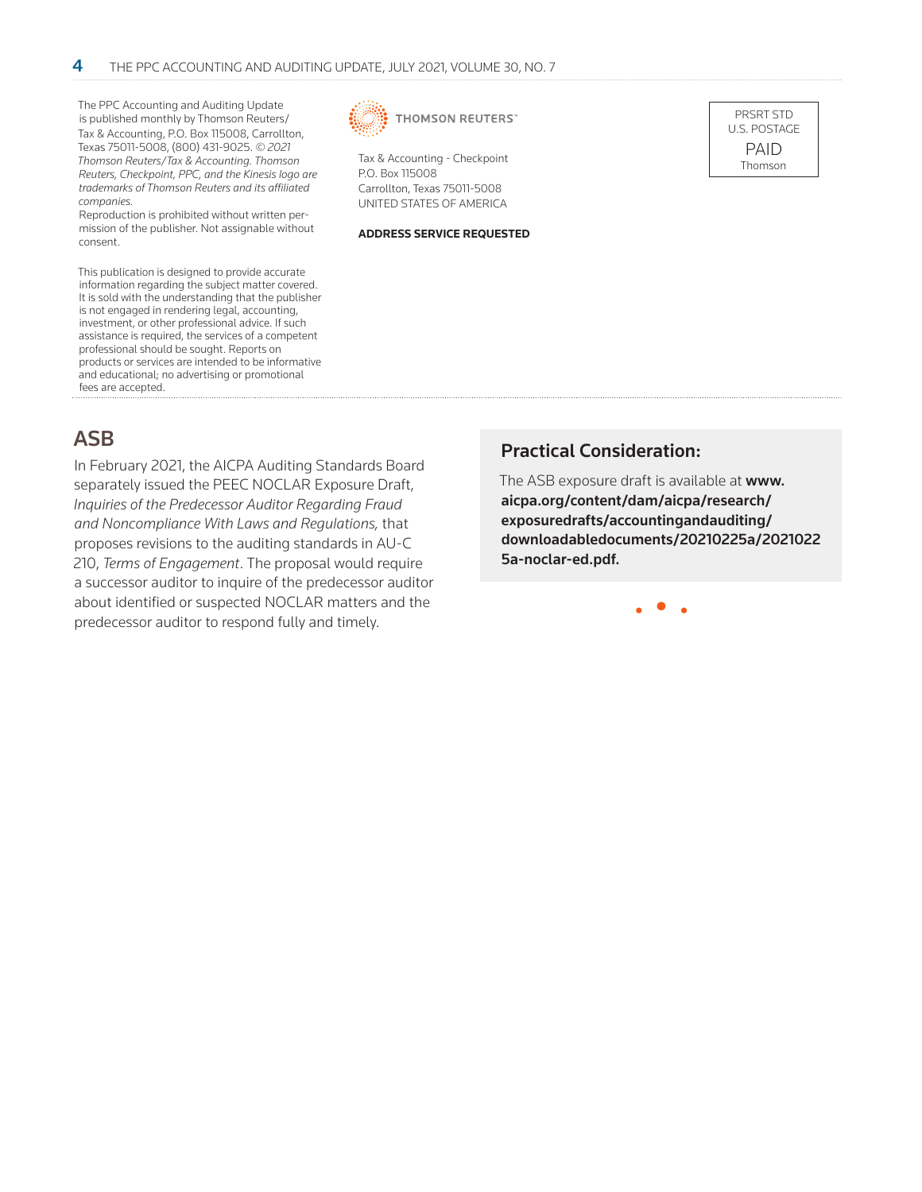The PPC Accounting and Auditing Update is published monthly by Thomson Reuters/ Tax & Accounting, P.O. Box 115008, Carrollton, Texas 75011-5008, (800) 431-9025. *© 2021 Thomson Reuters/Tax & Accounting. Thomson Reuters, Checkpoint, PPC, and the Kinesis logo are trademarks of Thomson Reuters and its affiliated companies.*
Reproduction is prohibited without written permission of the publisher. Not assignable without consent.

This publication is designed to provide accurate information regarding the subject matter covered. It is sold with the understanding that the publisher is not engaged in rendering legal, accounting, investment, or other professional advice. If such assistance is required, the services of a competent professional should be sought. Reports on products or services are intended to be informative and educational; no advertising or promotional fees are accepted.

THOMSON REUTERS™

Tax & Accounting - Checkpoint
P.O. Box 115008
Carrollton, Texas 75011-5008
UNITED STATES OF AMERICA

**ADDRESS SERVICE REQUESTED**

PRSRT STD
U.S. POSTAGE
PAID
Thomson

## ASB

In February 2021, the AICPA Auditing Standards Board separately issued the PEEC NOCLAR Exposure Draft, *Inquiries of the Predecessor Auditor Regarding Fraud and Noncompliance With Laws and Regulations,* that proposes revisions to the auditing standards in AU-C 210, *Terms of Engagement*. The proposal would require a successor auditor to inquire of the predecessor auditor about identified or suspected NOCLAR matters and the predecessor auditor to respond fully and timely.

### Practical Consideration:

The ASB exposure draft is available at **www.aicpa.org/content/dam/aicpa/research/exposuredrafts/accountingandauditing/downloadabledocuments/20210225a/20210225a-noclar-ed.pdf.**